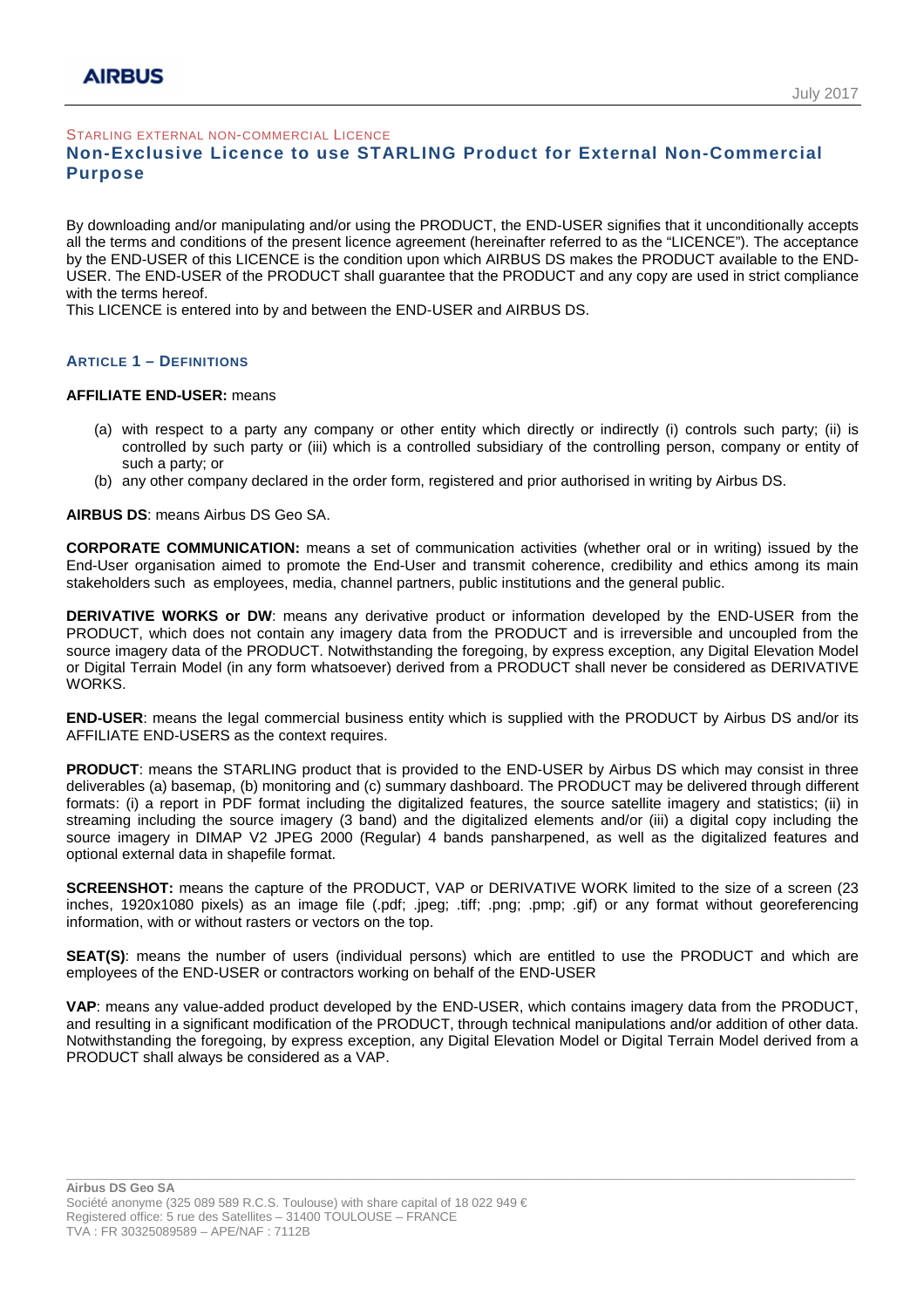STARLING EXTERNAL NON-COMMERCIAL LICENCE

# Non-Exclusive Licence to use STARLING Product for External Non-Commercial Purpose

By downloading and/or manipulating and/or using the PRODUCT, the END-USER signifies that it unconditionally accepts all the terms and conditions of the present licence agreement (hereinafter referred to as the "LICENCE"). The acceptance by the END-USER of this LICENCE is the condition upon which AIRBUS DS makes the PRODUCT available to the END-USER. The END-USER of the PRODUCT shall guarantee that the PRODUCT and any copy are used in strict compliance with the terms hereof.
This LICENCE is entered into by and between the END-USER and AIRBUS DS.

## ARTICLE 1 – DEFINITIONS

**AFFILIATE END-USER:** means

(a) with respect to a party any company or other entity which directly or indirectly (i) controls such party; (ii) is controlled by such party or (iii) which is a controlled subsidiary of the controlling person, company or entity of such a party; or
(b) any other company declared in the order form, registered and prior authorised in writing by Airbus DS.

**AIRBUS DS**: means Airbus DS Geo SA.

**CORPORATE COMMUNICATION:** means a set of communication activities (whether oral or in writing) issued by the End-User organisation aimed to promote the End-User and transmit coherence, credibility and ethics among its main stakeholders such as employees, media, channel partners, public institutions and the general public.

**DERIVATIVE WORKS or DW**: means any derivative product or information developed by the END-USER from the PRODUCT, which does not contain any imagery data from the PRODUCT and is irreversible and uncoupled from the source imagery data of the PRODUCT. Notwithstanding the foregoing, by express exception, any Digital Elevation Model or Digital Terrain Model (in any form whatsoever) derived from a PRODUCT shall never be considered as DERIVATIVE WORKS.

**END-USER**: means the legal commercial business entity which is supplied with the PRODUCT by Airbus DS and/or its AFFILIATE END-USERS as the context requires.

**PRODUCT**: means the STARLING product that is provided to the END-USER by Airbus DS which may consist in three deliverables (a) basemap, (b) monitoring and (c) summary dashboard. The PRODUCT may be delivered through different formats: (i) a report in PDF format including the digitalized features, the source satellite imagery and statistics; (ii) in streaming including the source imagery (3 band) and the digitalized elements and/or (iii) a digital copy including the source imagery in DIMAP V2 JPEG 2000 (Regular) 4 bands pansharpened, as well as the digitalized features and optional external data in shapefile format.

**SCREENSHOT:** means the capture of the PRODUCT, VAP or DERIVATIVE WORK limited to the size of a screen (23 inches, 1920x1080 pixels) as an image file (.pdf; .jpeg; .tiff; .png; .pmp; .gif) or any format without georeferencing information, with or without rasters or vectors on the top.

**SEAT(S)**: means the number of users (individual persons) which are entitled to use the PRODUCT and which are employees of the END-USER or contractors working on behalf of the END-USER

**VAP**: means any value-added product developed by the END-USER, which contains imagery data from the PRODUCT, and resulting in a significant modification of the PRODUCT, through technical manipulations and/or addition of other data. Notwithstanding the foregoing, by express exception, any Digital Elevation Model or Digital Terrain Model derived from a PRODUCT shall always be considered as a VAP.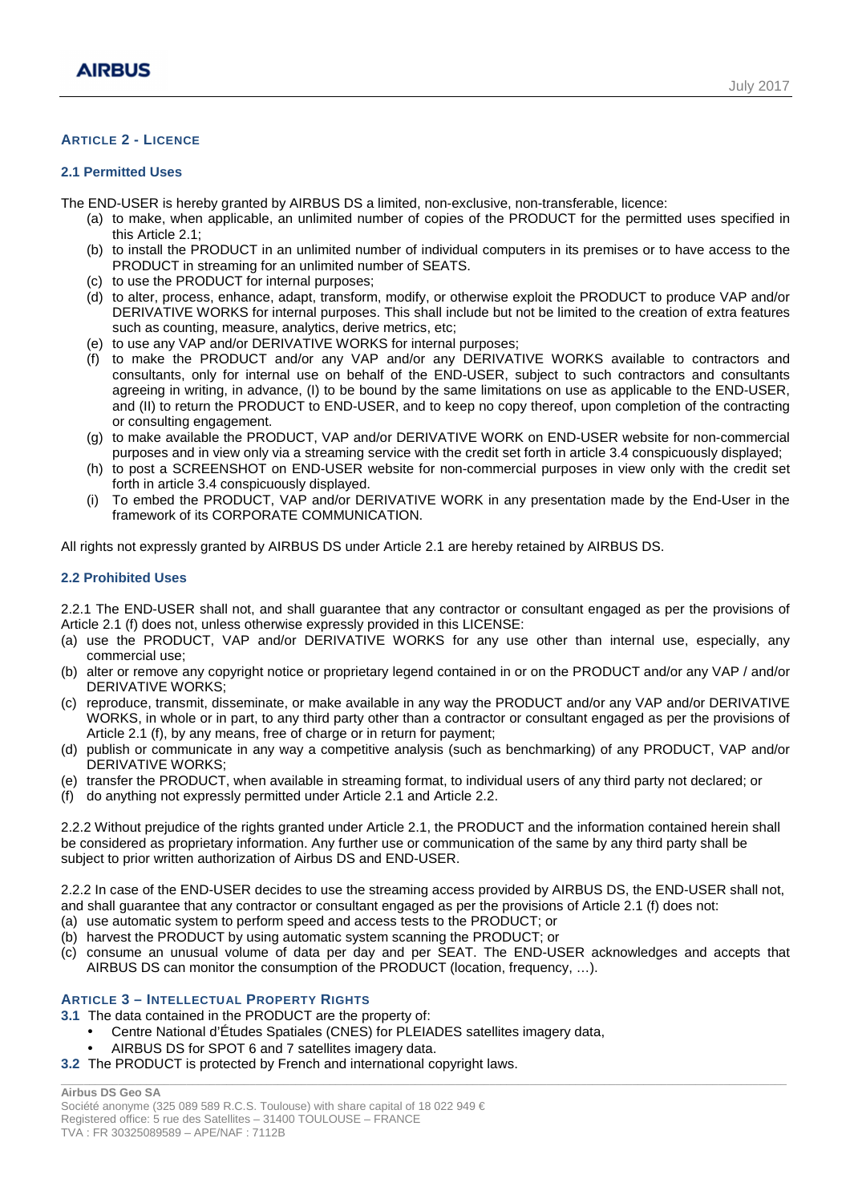## ARTICLE 2 - LICENCE

### 2.1 Permitted Uses

The END-USER is hereby granted by AIRBUS DS a limited, non-exclusive, non-transferable, licence:

(a) to make, when applicable, an unlimited number of copies of the PRODUCT for the permitted uses specified in this Article 2.1;

(b) to install the PRODUCT in an unlimited number of individual computers in its premises or to have access to the PRODUCT in streaming for an unlimited number of SEATS.

(c) to use the PRODUCT for internal purposes;

(d) to alter, process, enhance, adapt, transform, modify, or otherwise exploit the PRODUCT to produce VAP and/or DERIVATIVE WORKS for internal purposes. This shall include but not be limited to the creation of extra features such as counting, measure, analytics, derive metrics, etc;

(e) to use any VAP and/or DERIVATIVE WORKS for internal purposes;

(f) to make the PRODUCT and/or any VAP and/or any DERIVATIVE WORKS available to contractors and consultants, only for internal use on behalf of the END-USER, subject to such contractors and consultants agreeing in writing, in advance, (I) to be bound by the same limitations on use as applicable to the END-USER, and (II) to return the PRODUCT to END-USER, and to keep no copy thereof, upon completion of the contracting or consulting engagement.

(g) to make available the PRODUCT, VAP and/or DERIVATIVE WORK on END-USER website for non-commercial purposes and in view only via a streaming service with the credit set forth in article 3.4 conspicuously displayed;

(h) to post a SCREENSHOT on END-USER website for non-commercial purposes in view only with the credit set forth in article 3.4 conspicuously displayed.

(i) To embed the PRODUCT, VAP and/or DERIVATIVE WORK in any presentation made by the End-User in the framework of its CORPORATE COMMUNICATION.

All rights not expressly granted by AIRBUS DS under Article 2.1 are hereby retained by AIRBUS DS.

### 2.2 Prohibited Uses

2.2.1 The END-USER shall not, and shall guarantee that any contractor or consultant engaged as per the provisions of Article 2.1 (f) does not, unless otherwise expressly provided in this LICENSE:

(a) use the PRODUCT, VAP and/or DERIVATIVE WORKS for any use other than internal use, especially, any commercial use;

(b) alter or remove any copyright notice or proprietary legend contained in or on the PRODUCT and/or any VAP / and/or DERIVATIVE WORKS;

(c) reproduce, transmit, disseminate, or make available in any way the PRODUCT and/or any VAP and/or DERIVATIVE WORKS, in whole or in part, to any third party other than a contractor or consultant engaged as per the provisions of Article 2.1 (f), by any means, free of charge or in return for payment;

(d) publish or communicate in any way a competitive analysis (such as benchmarking) of any PRODUCT, VAP and/or DERIVATIVE WORKS;

(e) transfer the PRODUCT, when available in streaming format, to individual users of any third party not declared; or

(f) do anything not expressly permitted under Article 2.1 and Article 2.2.

2.2.2 Without prejudice of the rights granted under Article 2.1, the PRODUCT and the information contained herein shall be considered as proprietary information. Any further use or communication of the same by any third party shall be subject to prior written authorization of Airbus DS and END-USER.

2.2.2 In case of the END-USER decides to use the streaming access provided by AIRBUS DS, the END-USER shall not, and shall guarantee that any contractor or consultant engaged as per the provisions of Article 2.1 (f) does not:

(a) use automatic system to perform speed and access tests to the PRODUCT; or

(b) harvest the PRODUCT by using automatic system scanning the PRODUCT; or

(c) consume an unusual volume of data per day and per SEAT. The END-USER acknowledges and accepts that AIRBUS DS can monitor the consumption of the PRODUCT (location, frequency, …).

## ARTICLE 3 – INTELLECTUAL PROPERTY RIGHTS

**3.1** The data contained in the PRODUCT are the property of:

- Centre National d'Études Spatiales (CNES) for PLEIADES satellites imagery data,
- AIRBUS DS for SPOT 6 and 7 satellites imagery data.

**3.2** The PRODUCT is protected by French and international copyright laws.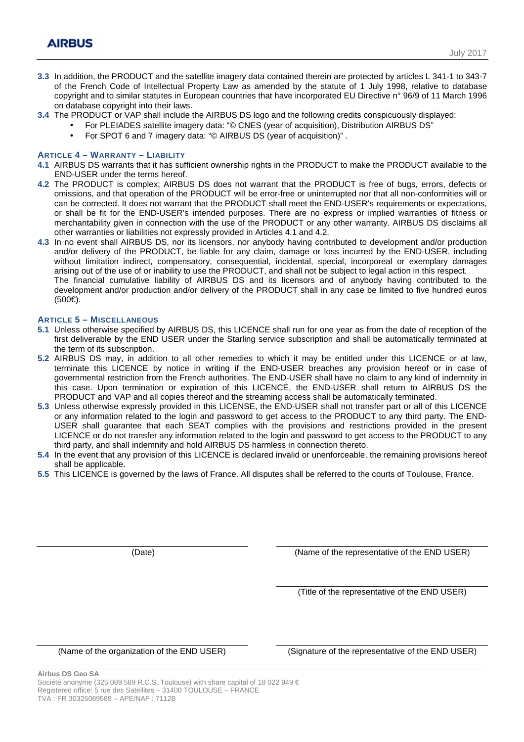**3.3** In addition, the PRODUCT and the satellite imagery data contained therein are protected by articles L 341-1 to 343-7 of the French Code of Intellectual Property Law as amended by the statute of 1 July 1998, relative to database copyright and to similar statutes in European countries that have incorporated EU Directive n° 96/9 of 11 March 1996 on database copyright into their laws.

**3.4** The PRODUCT or VAP shall include the AIRBUS DS logo and the following credits conspicuously displayed:

- For PLEIADES satellite imagery data: "© CNES (year of acquisition), Distribution AIRBUS DS"
- For SPOT 6 and 7 imagery data: "© AIRBUS DS (year of acquisition)" .

## ARTICLE 4 – WARRANTY – LIABILITY

**4.1** AIRBUS DS warrants that it has sufficient ownership rights in the PRODUCT to make the PRODUCT available to the END-USER under the terms hereof.

**4.2** The PRODUCT is complex; AIRBUS DS does not warrant that the PRODUCT is free of bugs, errors, defects or omissions, and that operation of the PRODUCT will be error-free or uninterrupted nor that all non-conformities will or can be corrected. It does not warrant that the PRODUCT shall meet the END-USER's requirements or expectations, or shall be fit for the END-USER's intended purposes. There are no express or implied warranties of fitness or merchantability given in connection with the use of the PRODUCT or any other warranty. AIRBUS DS disclaims all other warranties or liabilities not expressly provided in Articles 4.1 and 4.2.

**4.3** In no event shall AIRBUS DS, nor its licensors, nor anybody having contributed to development and/or production and/or delivery of the PRODUCT, be liable for any claim, damage or loss incurred by the END-USER, including without limitation indirect, compensatory, consequential, incidental, special, incorporeal or exemplary damages arising out of the use of or inability to use the PRODUCT, and shall not be subject to legal action in this respect.
The financial cumulative liability of AIRBUS DS and its licensors and of anybody having contributed to the development and/or production and/or delivery of the PRODUCT shall in any case be limited to five hundred euros (500€).

## ARTICLE 5 – MISCELLANEOUS

**5.1** Unless otherwise specified by AIRBUS DS, this LICENCE shall run for one year as from the date of reception of the first deliverable by the END USER under the Starling service subscription and shall be automatically terminated at the term of its subscription.

**5.2** AIRBUS DS may, in addition to all other remedies to which it may be entitled under this LICENCE or at law, terminate this LICENCE by notice in writing if the END-USER breaches any provision hereof or in case of governmental restriction from the French authorities. The END-USER shall have no claim to any kind of indemnity in this case. Upon termination or expiration of this LICENCE, the END-USER shall return to AIRBUS DS the PRODUCT and VAP and all copies thereof and the streaming access shall be automatically terminated.

**5.3** Unless otherwise expressly provided in this LICENSE, the END-USER shall not transfer part or all of this LICENCE or any information related to the login and password to get access to the PRODUCT to any third party. The END-USER shall guarantee that each SEAT complies with the provisions and restrictions provided in the present LICENCE or do not transfer any information related to the login and password to get access to the PRODUCT to any third party, and shall indemnify and hold AIRBUS DS harmless in connection thereto.

**5.4** In the event that any provision of this LICENCE is declared invalid or unenforceable, the remaining provisions hereof shall be applicable.

**5.5** This LICENCE is governed by the laws of France. All disputes shall be referred to the courts of Toulouse, France.

| | |
|---|---|
| (Date) | (Name of the representative of the END USER) |
| | (Title of the representative of the END USER) |
| (Name of the organization of the END USER) | (Signature of the representative of the END USER) |

**Airbus DS Geo SA**
Société anonyme (325 089 589 R.C.S. Toulouse) with share capital of 18 022 949 €
Registered office: 5 rue des Satellites – 31400 TOULOUSE – FRANCE
TVA : FR 30325089589 – APE/NAF : 7112B